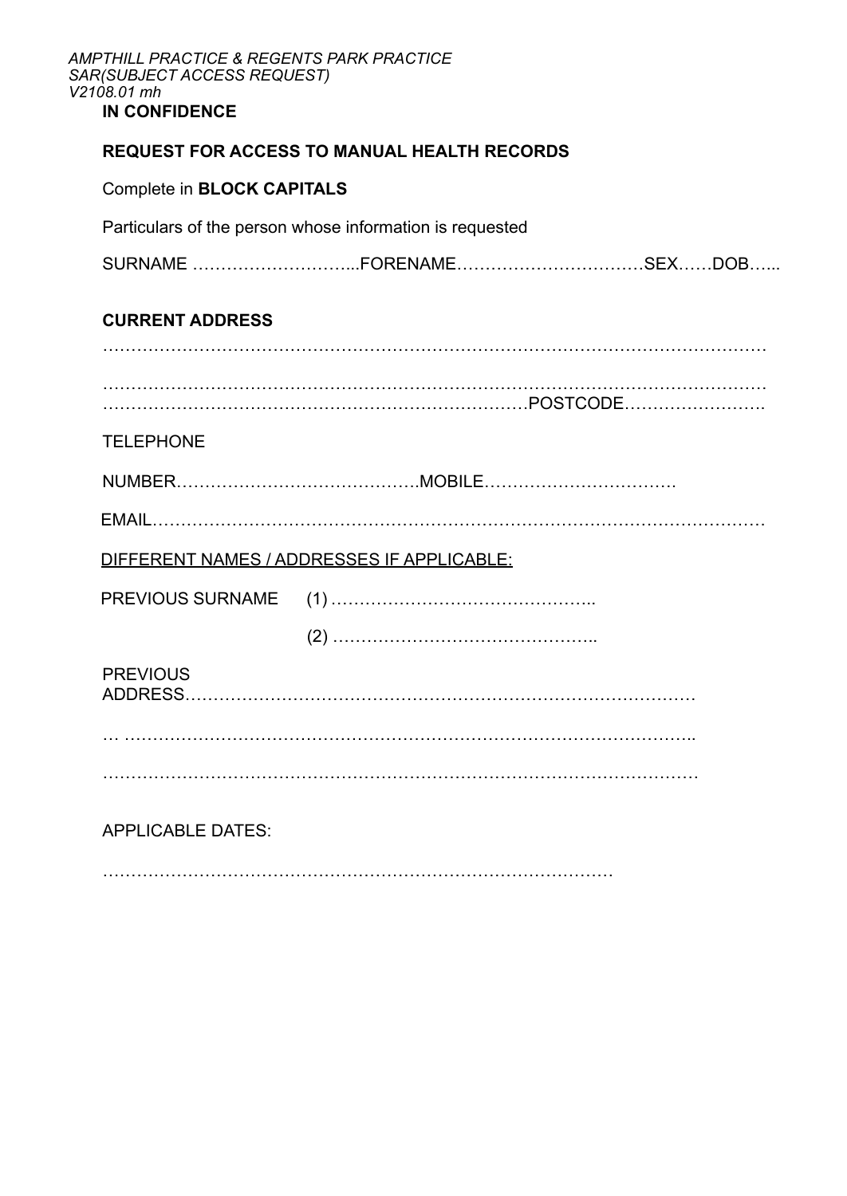*AMPTHILL PRACTICE & REGENTS PARK PRACTICE*
*SAR(SUBJECT ACCESS REQUEST)*
*V2108.01 mh*

**IN CONFIDENCE**

**REQUEST FOR ACCESS TO MANUAL HEALTH RECORDS**

Complete in **BLOCK CAPITALS**

Particulars of the person whose information is requested

SURNAME ………………………...FORENAME……………………………SEX……DOB…...

**CURRENT ADDRESS**

…………………………………………………………………………………………………

…………………………………………………………………………………………………
……………………………………………………………………POSTCODE…………………….

TELEPHONE

NUMBER…………………………………….MOBILE…………………………….

EMAIL……………………………………………………………………………………………

DIFFERENT NAMES / ADDRESSES IF APPLICABLE:

PREVIOUS SURNAME (1) ………………………………………..

(2) ………………………………………..

PREVIOUS ADDRESS……………………………………………………………………………

… ……………………………………………………………………………………..

………………………………………………………………………………………………

APPLICABLE DATES:

………………………………………………………………………………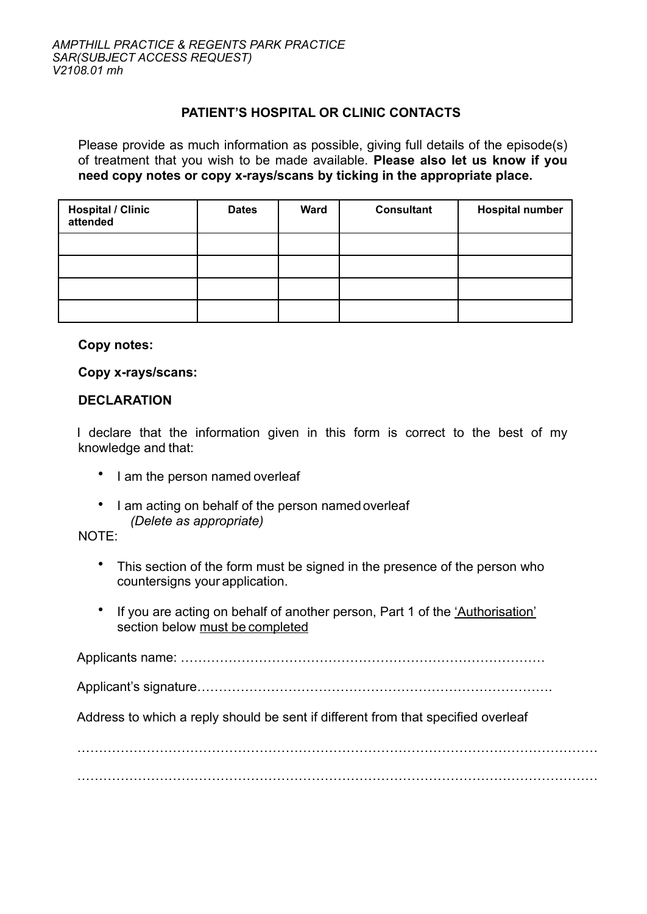## PATIENT'S HOSPITAL OR CLINIC CONTACTS

Please provide as much information as possible, giving full details of the episode(s) of treatment that you wish to be made available. **Please also let us know if you need copy notes or copy x-rays/scans by ticking in the appropriate place.**

| Hospital / Clinic attended | Dates | Ward | Consultant | Hospital number |
|---|---|---|---|---|
| | | | | |
| | | | | |
| | | | | |
| | | | | |

**Copy notes:**

**Copy x-rays/scans:**

**DECLARATION**

I declare that the information given in this form is correct to the best of my knowledge and that:

- I am the person named overleaf
- I am acting on behalf of the person named overleaf
  *(Delete as appropriate)*

NOTE:

- This section of the form must be signed in the presence of the person who countersigns your application.
- If you are acting on behalf of another person, Part 1 of the 'Authorisation' section below must be completed

Applicants name: …………………………………………………………………………

Applicant's signature……………………………………………………………………….

Address to which a reply should be sent if different from that specified overleaf

……………………………………………………………………………………………………

……………………………………………………………………………………………………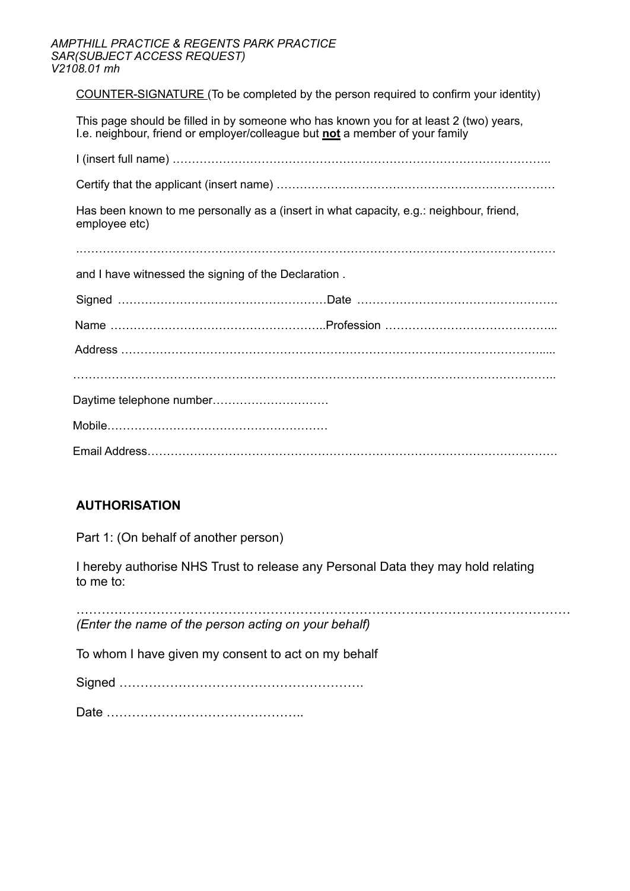COUNTER-SIGNATURE (To be completed by the person required to confirm your identity)

This page should be filled in by someone who has known you for at least 2 (two) years, I.e. neighbour, friend or employer/colleague but **not** a member of your family

I (insert full name) …………………………………………………………………………………..

Certify that the applicant (insert name) ……………………………………………………………

Has been known to me personally as a (insert in what capacity, e.g.: neighbour, friend, employee etc)

………………………………………………………………………………………………………

and I have witnessed the signing of the Declaration .

Signed ………………………………………………Date …………………………………………….

Name ……………………………………………..Profession ……………………………………..

Address ……………………………………………………………………………………………......

……………………………………………………………………………………………………..

Daytime telephone number…………………………

Mobile…………………………………………………

Email Address…………………………………………………………………………………………….

## AUTHORISATION

Part 1: (On behalf of another person)

I hereby authorise NHS Trust to release any Personal Data they may hold relating to me to:

…………………………………………………………………………………………………………
*(Enter the name of the person acting on your behalf)*

To whom I have given my consent to act on my behalf

Signed ……………………………………………….

Date ……………………………………..